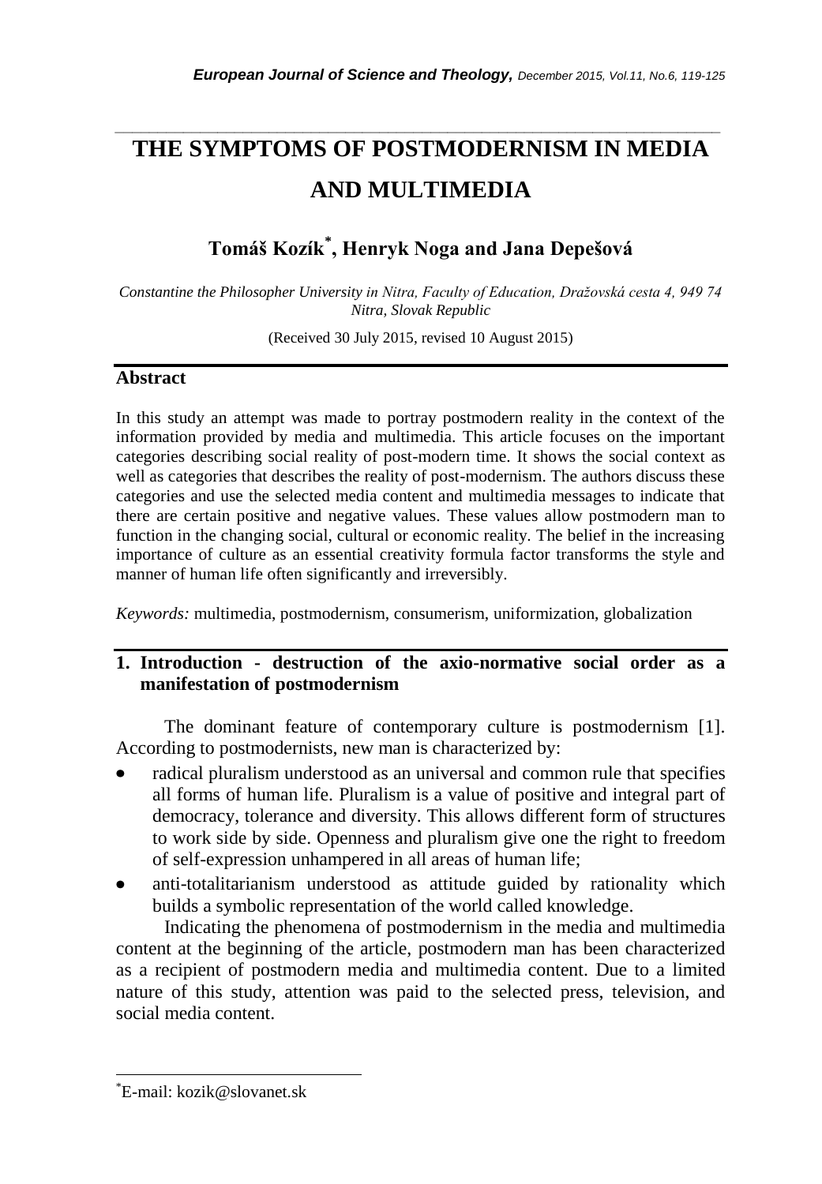# THE SYMPTOMS OF POSTMODERNISM IN MEDIA AND MULTIMEDIA

## Tomáš Kozík[*], Henryk Noga and Jana Depešová

*Constantine the Philosopher University in Nitra, Faculty of Education, Dražovská cesta 4, 949 74 Nitra, Slovak Republic*

(Received 30 July 2015, revised 10 August 2015)

## Abstract

In this study an attempt was made to portray postmodern reality in the context of the information provided by media and multimedia. This article focuses on the important categories describing social reality of post-modern time. It shows the social context as well as categories that describes the reality of post-modernism. The authors discuss these categories and use the selected media content and multimedia messages to indicate that there are certain positive and negative values. These values allow postmodern man to function in the changing social, cultural or economic reality. The belief in the increasing importance of culture as an essential creativity formula factor transforms the style and manner of human life often significantly and irreversibly.

*Keywords:* multimedia, postmodernism, consumerism, uniformization, globalization

## 1. Introduction - destruction of the axio-normative social order as a manifestation of postmodernism

The dominant feature of contemporary culture is postmodernism [1]. According to postmodernists, new man is characterized by:

- radical pluralism understood as an universal and common rule that specifies all forms of human life. Pluralism is a value of positive and integral part of democracy, tolerance and diversity. This allows different form of structures to work side by side. Openness and pluralism give one the right to freedom of self-expression unhampered in all areas of human life;
- anti-totalitarianism understood as attitude guided by rationality which builds a symbolic representation of the world called knowledge.

Indicating the phenomena of postmodernism in the media and multimedia content at the beginning of the article, postmodern man has been characterized as a recipient of postmodern media and multimedia content. Due to a limited nature of this study, attention was paid to the selected press, television, and social media content.

[*]E-mail: kozik@slovanet.sk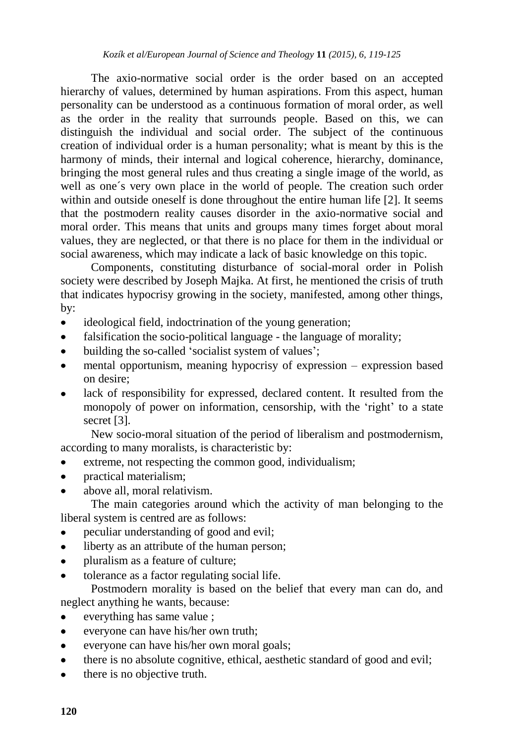The axio-normative social order is the order based on an accepted hierarchy of values, determined by human aspirations. From this aspect, human personality can be understood as a continuous formation of moral order, as well as the order in the reality that surrounds people. Based on this, we can distinguish the individual and social order. The subject of the continuous creation of individual order is a human personality; what is meant by this is the harmony of minds, their internal and logical coherence, hierarchy, dominance, bringing the most general rules and thus creating a single image of the world, as well as one´s very own place in the world of people. The creation such order within and outside oneself is done throughout the entire human life [2]. It seems that the postmodern reality causes disorder in the axio-normative social and moral order. This means that units and groups many times forget about moral values, they are neglected, or that there is no place for them in the individual or social awareness, which may indicate a lack of basic knowledge on this topic.

Components, constituting disturbance of social-moral order in Polish society were described by Joseph Majka. At first, he mentioned the crisis of truth that indicates hypocrisy growing in the society, manifested, among other things, by:

- ideological field, indoctrination of the young generation;
- falsification the socio-political language - the language of morality;
- building the so-called 'socialist system of values';
- mental opportunism, meaning hypocrisy of expression – expression based on desire;
- lack of responsibility for expressed, declared content. It resulted from the monopoly of power on information, censorship, with the 'right' to a state secret [3].

New socio-moral situation of the period of liberalism and postmodernism, according to many moralists, is characteristic by:

- extreme, not respecting the common good, individualism;
- practical materialism;
- above all, moral relativism.

The main categories around which the activity of man belonging to the liberal system is centred are as follows:

- peculiar understanding of good and evil;
- liberty as an attribute of the human person;
- pluralism as a feature of culture;
- tolerance as a factor regulating social life.

Postmodern morality is based on the belief that every man can do, and neglect anything he wants, because:

- everything has same value ;
- everyone can have his/her own truth;
- everyone can have his/her own moral goals;
- there is no absolute cognitive, ethical, aesthetic standard of good and evil;
- there is no objective truth.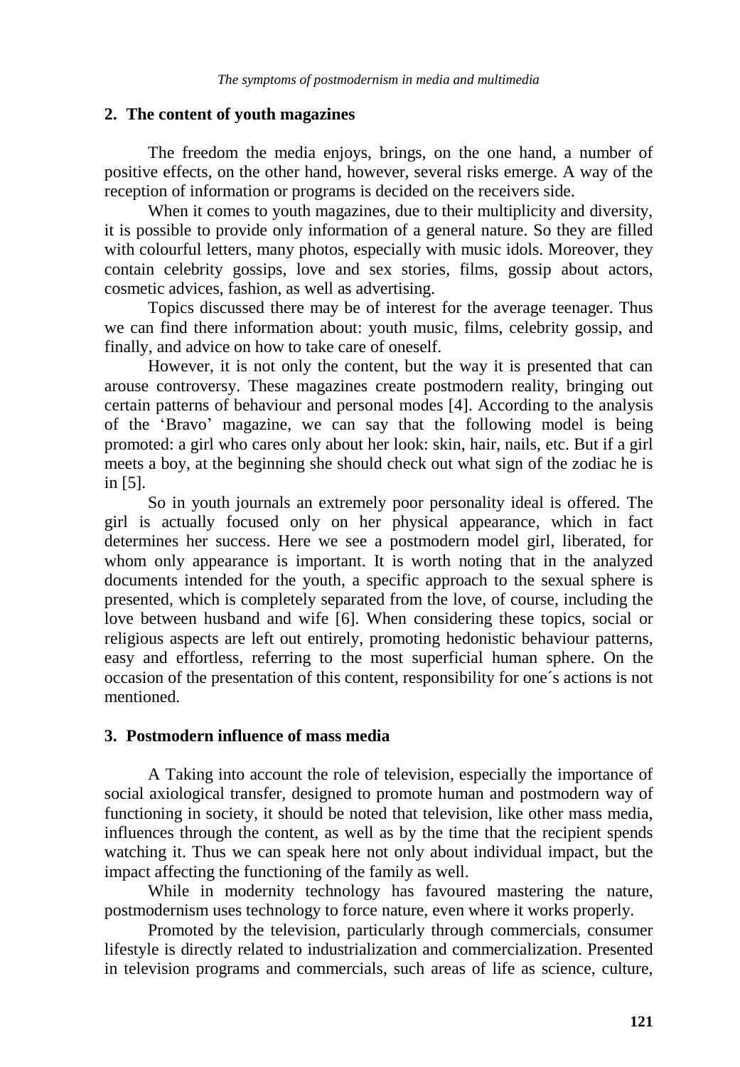## 2. The content of youth magazines

The freedom the media enjoys, brings, on the one hand, a number of positive effects, on the other hand, however, several risks emerge. A way of the reception of information or programs is decided on the receivers side.

When it comes to youth magazines, due to their multiplicity and diversity, it is possible to provide only information of a general nature. So they are filled with colourful letters, many photos, especially with music idols. Moreover, they contain celebrity gossips, love and sex stories, films, gossip about actors, cosmetic advices, fashion, as well as advertising.

Topics discussed there may be of interest for the average teenager. Thus we can find there information about: youth music, films, celebrity gossip, and finally, and advice on how to take care of oneself.

However, it is not only the content, but the way it is presented that can arouse controversy. These magazines create postmodern reality, bringing out certain patterns of behaviour and personal modes [4]. According to the analysis of the 'Bravo' magazine, we can say that the following model is being promoted: a girl who cares only about her look: skin, hair, nails, etc. But if a girl meets a boy, at the beginning she should check out what sign of the zodiac he is in [5].

So in youth journals an extremely poor personality ideal is offered. The girl is actually focused only on her physical appearance, which in fact determines her success. Here we see a postmodern model girl, liberated, for whom only appearance is important. It is worth noting that in the analyzed documents intended for the youth, a specific approach to the sexual sphere is presented, which is completely separated from the love, of course, including the love between husband and wife [6]. When considering these topics, social or religious aspects are left out entirely, promoting hedonistic behaviour patterns, easy and effortless, referring to the most superficial human sphere. On the occasion of the presentation of this content, responsibility for one´s actions is not mentioned.

## 3. Postmodern influence of mass media

A Taking into account the role of television, especially the importance of social axiological transfer, designed to promote human and postmodern way of functioning in society, it should be noted that television, like other mass media, influences through the content, as well as by the time that the recipient spends watching it. Thus we can speak here not only about individual impact, but the impact affecting the functioning of the family as well.

While in modernity technology has favoured mastering the nature, postmodernism uses technology to force nature, even where it works properly.

Promoted by the television, particularly through commercials, consumer lifestyle is directly related to industrialization and commercialization. Presented in television programs and commercials, such areas of life as science, culture,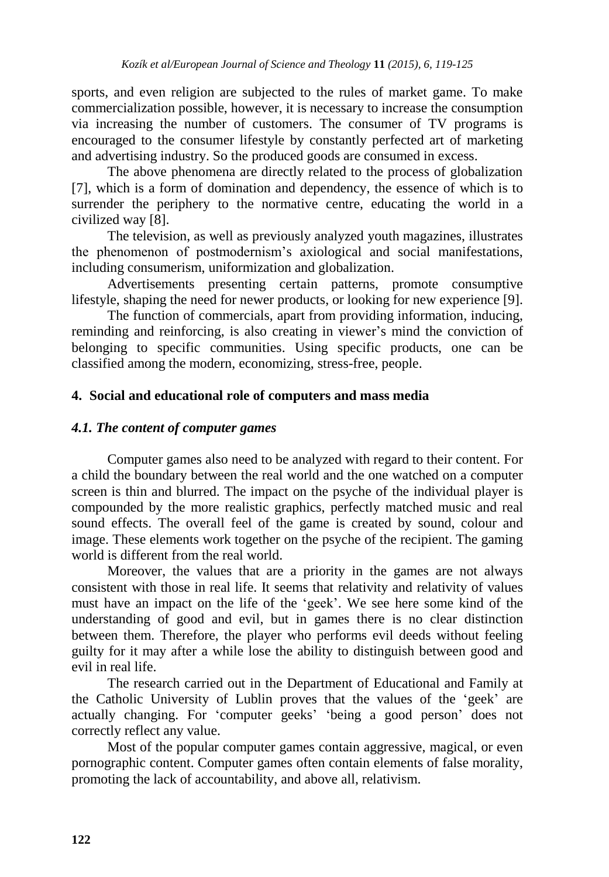sports, and even religion are subjected to the rules of market game. To make commercialization possible, however, it is necessary to increase the consumption via increasing the number of customers. The consumer of TV programs is encouraged to the consumer lifestyle by constantly perfected art of marketing and advertising industry. So the produced goods are consumed in excess.

The above phenomena are directly related to the process of globalization [7], which is a form of domination and dependency, the essence of which is to surrender the periphery to the normative centre, educating the world in a civilized way [8].

The television, as well as previously analyzed youth magazines, illustrates the phenomenon of postmodernism's axiological and social manifestations, including consumerism, uniformization and globalization.

Advertisements presenting certain patterns, promote consumptive lifestyle, shaping the need for newer products, or looking for new experience [9].

The function of commercials, apart from providing information, inducing, reminding and reinforcing, is also creating in viewer's mind the conviction of belonging to specific communities. Using specific products, one can be classified among the modern, economizing, stress-free, people.

## 4. Social and educational role of computers and mass media

### *4.1. The content of computer games*

Computer games also need to be analyzed with regard to their content. For a child the boundary between the real world and the one watched on a computer screen is thin and blurred. The impact on the psyche of the individual player is compounded by the more realistic graphics, perfectly matched music and real sound effects. The overall feel of the game is created by sound, colour and image. These elements work together on the psyche of the recipient. The gaming world is different from the real world.

Moreover, the values that are a priority in the games are not always consistent with those in real life. It seems that relativity and relativity of values must have an impact on the life of the 'geek'. We see here some kind of the understanding of good and evil, but in games there is no clear distinction between them. Therefore, the player who performs evil deeds without feeling guilty for it may after a while lose the ability to distinguish between good and evil in real life.

The research carried out in the Department of Educational and Family at the Catholic University of Lublin proves that the values of the 'geek' are actually changing. For 'computer geeks' 'being a good person' does not correctly reflect any value.

Most of the popular computer games contain aggressive, magical, or even pornographic content. Computer games often contain elements of false morality, promoting the lack of accountability, and above all, relativism.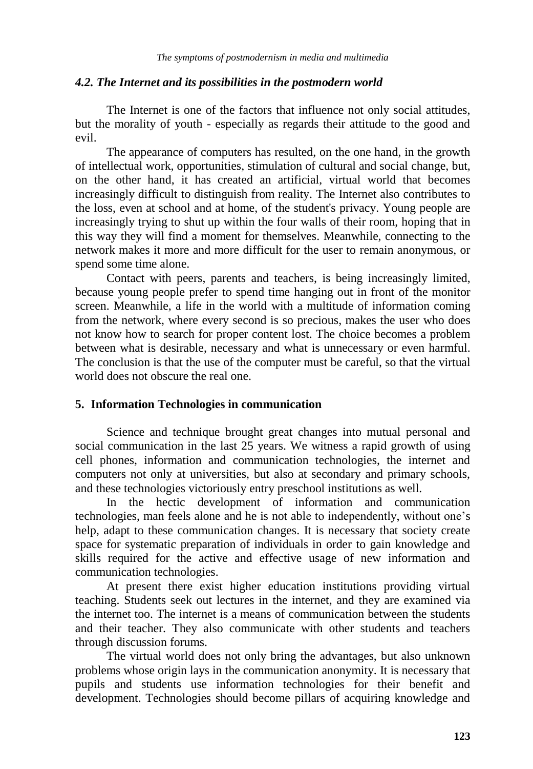### *4.2. The Internet and its possibilities in the postmodern world*

The Internet is one of the factors that influence not only social attitudes, but the morality of youth - especially as regards their attitude to the good and evil.

The appearance of computers has resulted, on the one hand, in the growth of intellectual work, opportunities, stimulation of cultural and social change, but, on the other hand, it has created an artificial, virtual world that becomes increasingly difficult to distinguish from reality. The Internet also contributes to the loss, even at school and at home, of the student's privacy. Young people are increasingly trying to shut up within the four walls of their room, hoping that in this way they will find a moment for themselves. Meanwhile, connecting to the network makes it more and more difficult for the user to remain anonymous, or spend some time alone.

Contact with peers, parents and teachers, is being increasingly limited, because young people prefer to spend time hanging out in front of the monitor screen. Meanwhile, a life in the world with a multitude of information coming from the network, where every second is so precious, makes the user who does not know how to search for proper content lost. The choice becomes a problem between what is desirable, necessary and what is unnecessary or even harmful. The conclusion is that the use of the computer must be careful, so that the virtual world does not obscure the real one.

## 5. Information Technologies in communication

Science and technique brought great changes into mutual personal and social communication in the last 25 years. We witness a rapid growth of using cell phones, information and communication technologies, the internet and computers not only at universities, but also at secondary and primary schools, and these technologies victoriously entry preschool institutions as well.

In the hectic development of information and communication technologies, man feels alone and he is not able to independently, without one's help, adapt to these communication changes. It is necessary that society create space for systematic preparation of individuals in order to gain knowledge and skills required for the active and effective usage of new information and communication technologies.

At present there exist higher education institutions providing virtual teaching. Students seek out lectures in the internet, and they are examined via the internet too. The internet is a means of communication between the students and their teacher. They also communicate with other students and teachers through discussion forums.

The virtual world does not only bring the advantages, but also unknown problems whose origin lays in the communication anonymity. It is necessary that pupils and students use information technologies for their benefit and development. Technologies should become pillars of acquiring knowledge and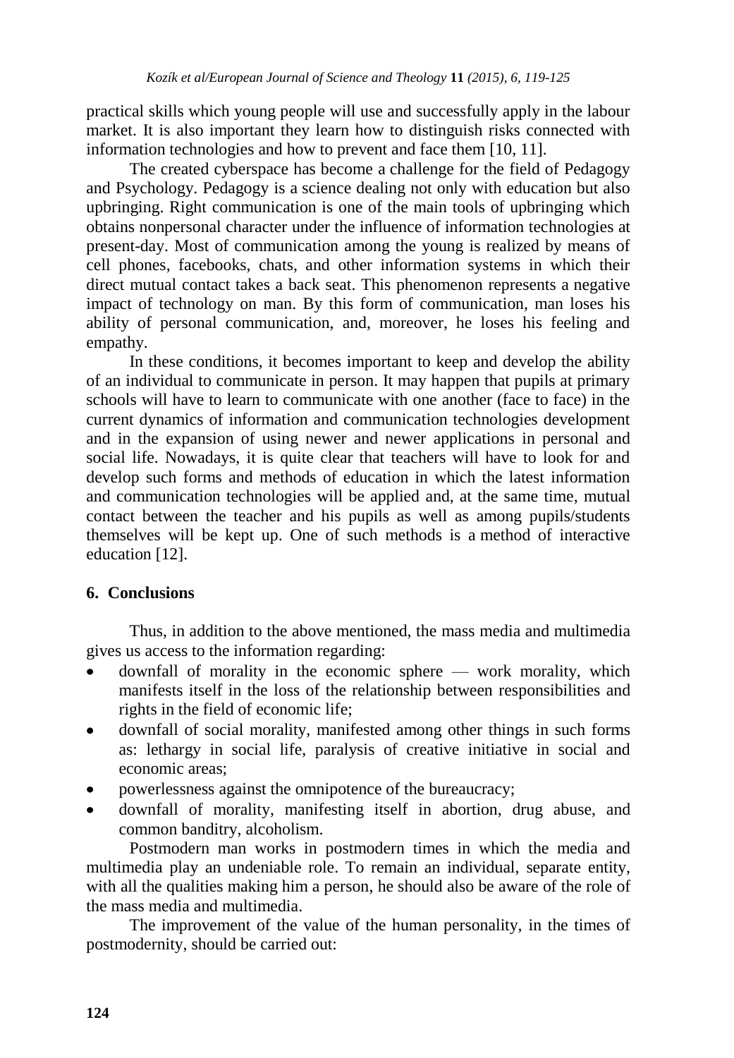practical skills which young people will use and successfully apply in the labour market. It is also important they learn how to distinguish risks connected with information technologies and how to prevent and face them [10, 11].

The created cyberspace has become a challenge for the field of Pedagogy and Psychology. Pedagogy is a science dealing not only with education but also upbringing. Right communication is one of the main tools of upbringing which obtains nonpersonal character under the influence of information technologies at present-day. Most of communication among the young is realized by means of cell phones, facebooks, chats, and other information systems in which their direct mutual contact takes a back seat. This phenomenon represents a negative impact of technology on man. By this form of communication, man loses his ability of personal communication, and, moreover, he loses his feeling and empathy.

In these conditions, it becomes important to keep and develop the ability of an individual to communicate in person. It may happen that pupils at primary schools will have to learn to communicate with one another (face to face) in the current dynamics of information and communication technologies development and in the expansion of using newer and newer applications in personal and social life. Nowadays, it is quite clear that teachers will have to look for and develop such forms and methods of education in which the latest information and communication technologies will be applied and, at the same time, mutual contact between the teacher and his pupils as well as among pupils/students themselves will be kept up. One of such methods is a method of interactive education [12].

## 6. Conclusions

Thus, in addition to the above mentioned, the mass media and multimedia gives us access to the information regarding:

- downfall of morality in the economic sphere — work morality, which manifests itself in the loss of the relationship between responsibilities and rights in the field of economic life;
- downfall of social morality, manifested among other things in such forms as: lethargy in social life, paralysis of creative initiative in social and economic areas;
- powerlessness against the omnipotence of the bureaucracy;
- downfall of morality, manifesting itself in abortion, drug abuse, and common banditry, alcoholism.

Postmodern man works in postmodern times in which the media and multimedia play an undeniable role. To remain an individual, separate entity, with all the qualities making him a person, he should also be aware of the role of the mass media and multimedia.

The improvement of the value of the human personality, in the times of postmodernity, should be carried out: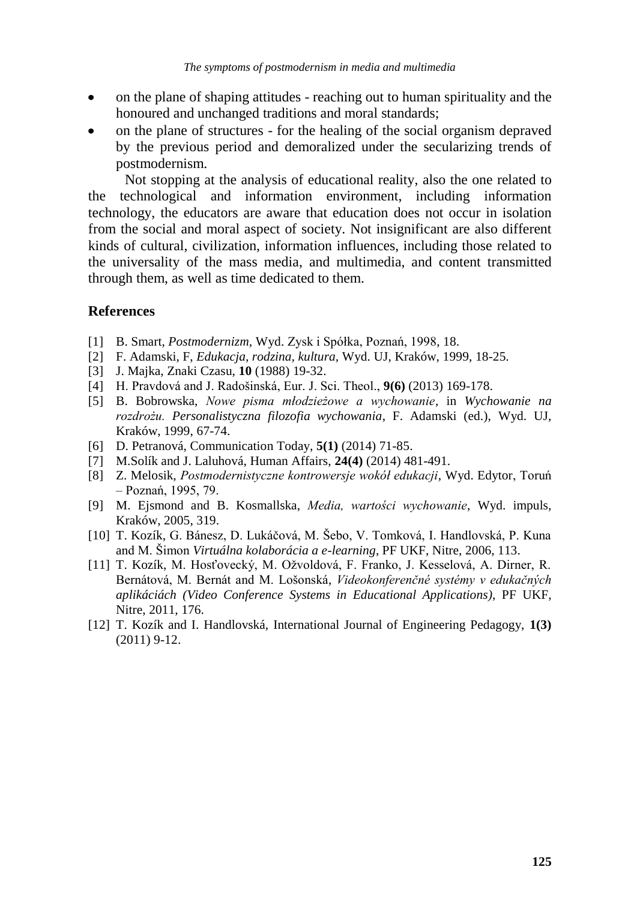- on the plane of shaping attitudes - reaching out to human spirituality and the honoured and unchanged traditions and moral standards;
- on the plane of structures - for the healing of the social organism depraved by the previous period and demoralized under the secularizing trends of postmodernism.

Not stopping at the analysis of educational reality, also the one related to the technological and information environment, including information technology, the educators are aware that education does not occur in isolation from the social and moral aspect of society. Not insignificant are also different kinds of cultural, civilization, information influences, including those related to the universality of the mass media, and multimedia, and content transmitted through them, as well as time dedicated to them.

## References

[1] B. Smart, *Postmodernizm*, Wyd. Zysk i Spółka, Poznań, 1998, 18.

[2] F. Adamski, F, *Edukacja, rodzina, kultura*, Wyd. UJ, Kraków, 1999, 18-25.

[3] J. Majka, Znaki Czasu, **10** (1988) 19-32.

[4] H. Pravdová and J. Radošinská, Eur. J. Sci. Theol., **9(6)** (2013) 169-178.

[5] B. Bobrowska, *Nowe pisma młodzieżowe a wychowanie*, in *Wychowanie na rozdrożu. Personalistyczna filozofia wychowania*, F. Adamski (ed.), Wyd. UJ, Kraków, 1999, 67-74.

[6] D. Petranová, Communication Today, **5(1)** (2014) 71-85.

[7] M.Solík and J. Laluhová, Human Affairs, **24(4)** (2014) 481-491.

[8] Z. Melosik, *Postmodernistyczne kontrowersje wokół edukacji*, Wyd. Edytor, Toruń – Poznań, 1995, 79.

[9] M. Ejsmond and B. Kosmallska, *Media, wartości wychowanie*, Wyd. impuls, Kraków, 2005, 319.

[10] T. Kozík, G. Bánesz, D. Lukáčová, M. Šebo, V. Tomková, I. Handlovská, P. Kuna and M. Šimon *Virtuálna kolaborácia a e-learning*, PF UKF, Nitre, 2006, 113.

[11] T. Kozík, M. Hosťovecký, M. Ožvoldová, F. Franko, J. Kesselová, A. Dirner, R. Bernátová, M. Bernát and M. Lošonská, *Videokonferenčné systémy v edukačných aplikáciách (Video Conference Systems in Educational Applications)*, PF UKF, Nitre, 2011, 176.

[12] T. Kozík and I. Handlovská, International Journal of Engineering Pedagogy, **1(3)** (2011) 9-12.